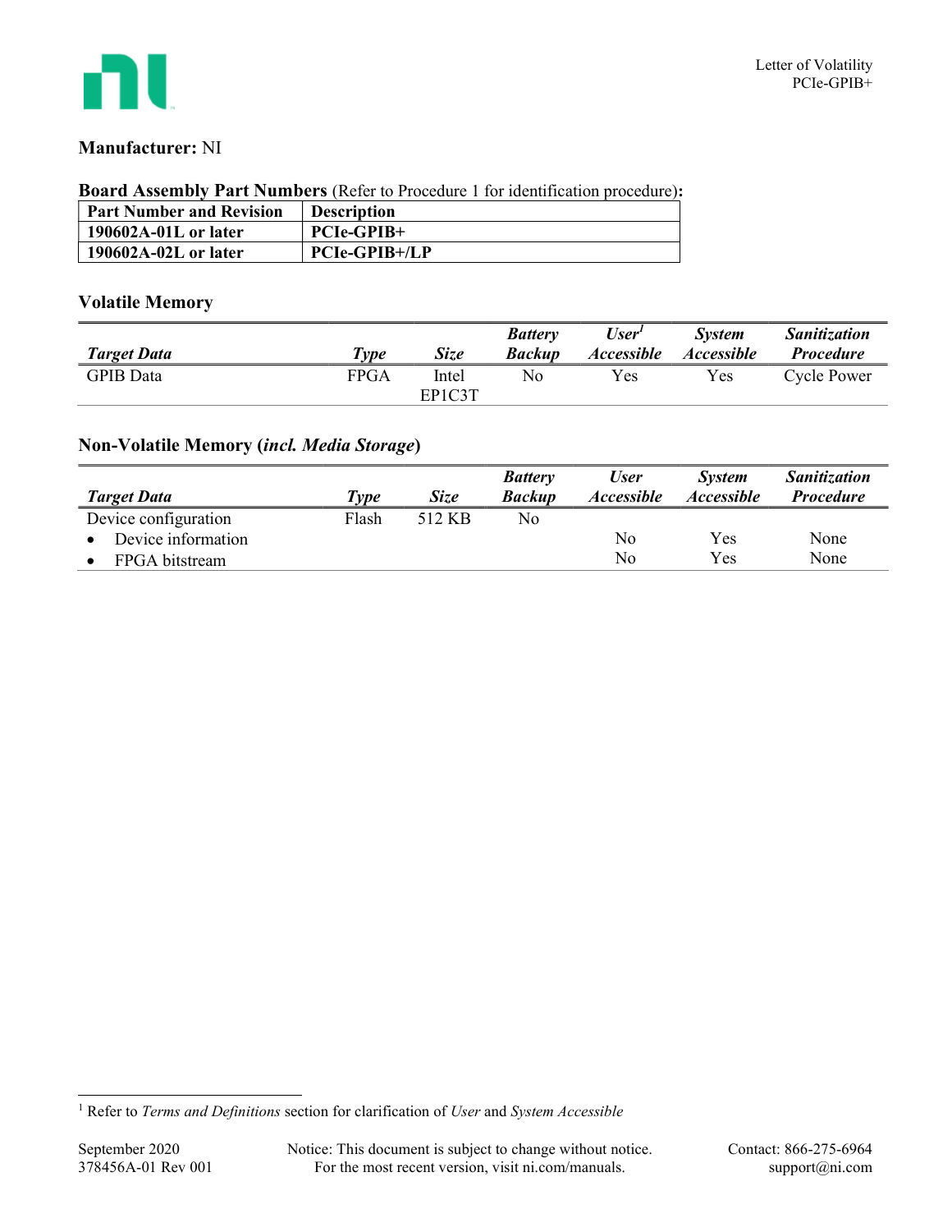**Manufacturer:** NI

**Board Assembly Part Numbers** (Refer to Procedure 1 for identification procedure)**:**

| Part Number and Revision | Description |
|---|---|
| **190602A-01L or later** | **PCIe-GPIB+** |
| **190602A-02L or later** | **PCIe-GPIB+/LP** |

### Volatile Memory

| *Target Data* | *Type* | *Size* | *Battery Backup* | *User[1] Accessible* | *System Accessible* | *Sanitization Procedure* |
|---|---|---|---|---|---|---|
| GPIB Data | FPGA | Intel EP1C3T | No | Yes | Yes | Cycle Power |

### Non-Volatile Memory (*incl. Media Storage*)

| *Target Data* | *Type* | *Size* | *Battery Backup* | *User Accessible* | *System Accessible* | *Sanitization Procedure* |
|---|---|---|---|---|---|---|
| Device configuration | Flash | 512 KB | No | | | |
| • Device information | | | | No | Yes | None |
| • FPGA bitstream | | | | No | Yes | None |

[1] Refer to *Terms and Definitions* section for clarification of *User* and *System Accessible*

September 2020
378456A-01 Rev 001

Notice: This document is subject to change without notice.
For the most recent version, visit ni.com/manuals.

Contact: 866-275-6964
support@ni.com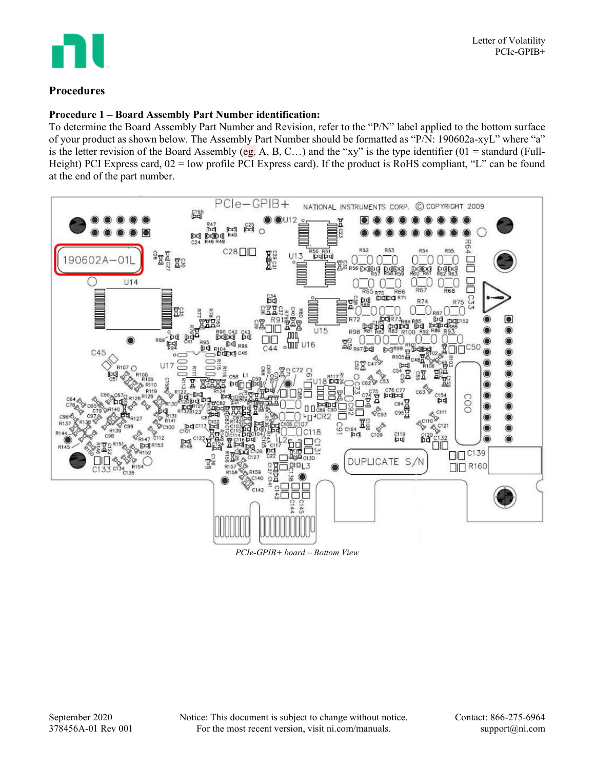## Procedures

### Procedure 1 – Board Assembly Part Number identification:

To determine the Board Assembly Part Number and Revision, refer to the "P/N" label applied to the bottom surface of your product as shown below. The Assembly Part Number should be formatted as "P/N: 190602a-xyL" where "a" is the letter revision of the Board Assembly (eg. A, B, C…) and the "xy" is the type identifier (01 = standard (Full-Height) PCI Express card, 02 = low profile PCI Express card). If the product is RoHS compliant, "L" can be found at the end of the part number.

*PCIe-GPIB+ board – Bottom View*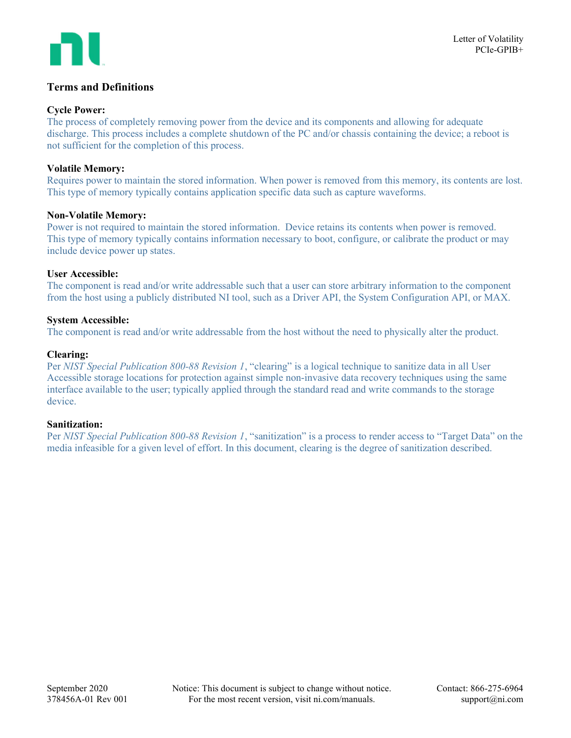## Terms and Definitions

**Cycle Power:**
The process of completely removing power from the device and its components and allowing for adequate discharge. This process includes a complete shutdown of the PC and/or chassis containing the device; a reboot is not sufficient for the completion of this process.

**Volatile Memory:**
Requires power to maintain the stored information. When power is removed from this memory, its contents are lost. This type of memory typically contains application specific data such as capture waveforms.

**Non-Volatile Memory:**
Power is not required to maintain the stored information. Device retains its contents when power is removed. This type of memory typically contains information necessary to boot, configure, or calibrate the product or may include device power up states.

**User Accessible:**
The component is read and/or write addressable such that a user can store arbitrary information to the component from the host using a publicly distributed NI tool, such as a Driver API, the System Configuration API, or MAX.

**System Accessible:**
The component is read and/or write addressable from the host without the need to physically alter the product.

**Clearing:**
Per *NIST Special Publication 800-88 Revision 1*, "clearing" is a logical technique to sanitize data in all User Accessible storage locations for protection against simple non-invasive data recovery techniques using the same interface available to the user; typically applied through the standard read and write commands to the storage device.

**Sanitization:**
Per *NIST Special Publication 800-88 Revision 1*, "sanitization" is a process to render access to "Target Data" on the media infeasible for a given level of effort. In this document, clearing is the degree of sanitization described.